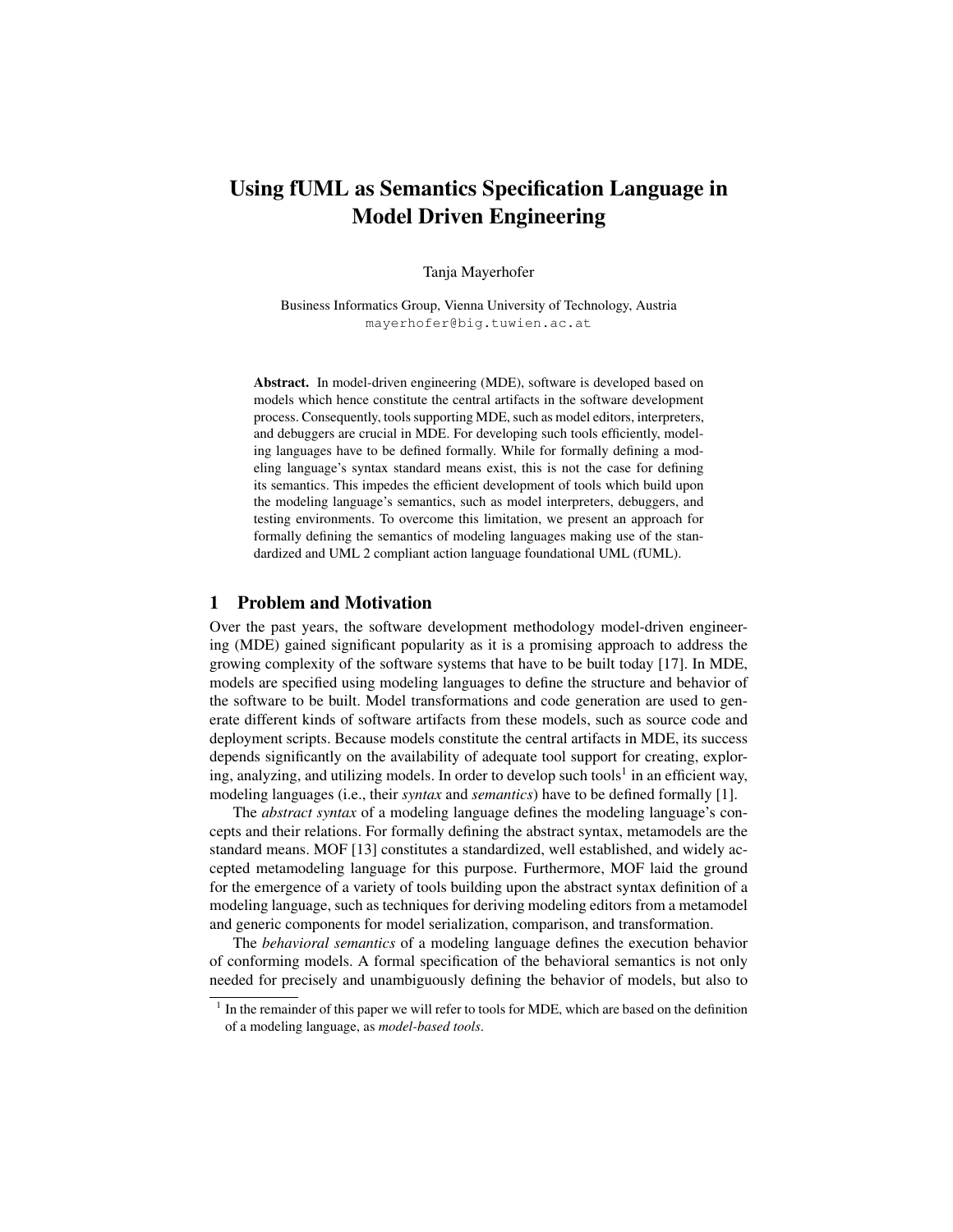# Using fUML as Semantics Specification Language in Model Driven Engineering

Tanja Mayerhofer

Business Informatics Group, Vienna University of Technology, Austria
mayerhofer@big.tuwien.ac.at

**Abstract.** In model-driven engineering (MDE), software is developed based on models which hence constitute the central artifacts in the software development process. Consequently, tools supporting MDE, such as model editors, interpreters, and debuggers are crucial in MDE. For developing such tools efficiently, modeling languages have to be defined formally. While for formally defining a modeling language's syntax standard means exist, this is not the case for defining its semantics. This impedes the efficient development of tools which build upon the modeling language's semantics, such as model interpreters, debuggers, and testing environments. To overcome this limitation, we present an approach for formally defining the semantics of modeling languages making use of the standardized and UML 2 compliant action language foundational UML (fUML).

## 1 Problem and Motivation

Over the past years, the software development methodology model-driven engineering (MDE) gained significant popularity as it is a promising approach to address the growing complexity of the software systems that have to be built today [17]. In MDE, models are specified using modeling languages to define the structure and behavior of the software to be built. Model transformations and code generation are used to generate different kinds of software artifacts from these models, such as source code and deployment scripts. Because models constitute the central artifacts in MDE, its success depends significantly on the availability of adequate tool support for creating, exploring, analyzing, and utilizing models. In order to develop such tools[1] in an efficient way, modeling languages (i.e., their *syntax* and *semantics*) have to be defined formally [1].

The *abstract syntax* of a modeling language defines the modeling language's concepts and their relations. For formally defining the abstract syntax, metamodels are the standard means. MOF [13] constitutes a standardized, well established, and widely accepted metamodeling language for this purpose. Furthermore, MOF laid the ground for the emergence of a variety of tools building upon the abstract syntax definition of a modeling language, such as techniques for deriving modeling editors from a metamodel and generic components for model serialization, comparison, and transformation.

The *behavioral semantics* of a modeling language defines the execution behavior of conforming models. A formal specification of the behavioral semantics is not only needed for precisely and unambiguously defining the behavior of models, but also to

[1] In the remainder of this paper we will refer to tools for MDE, which are based on the definition of a modeling language, as *model-based tools*.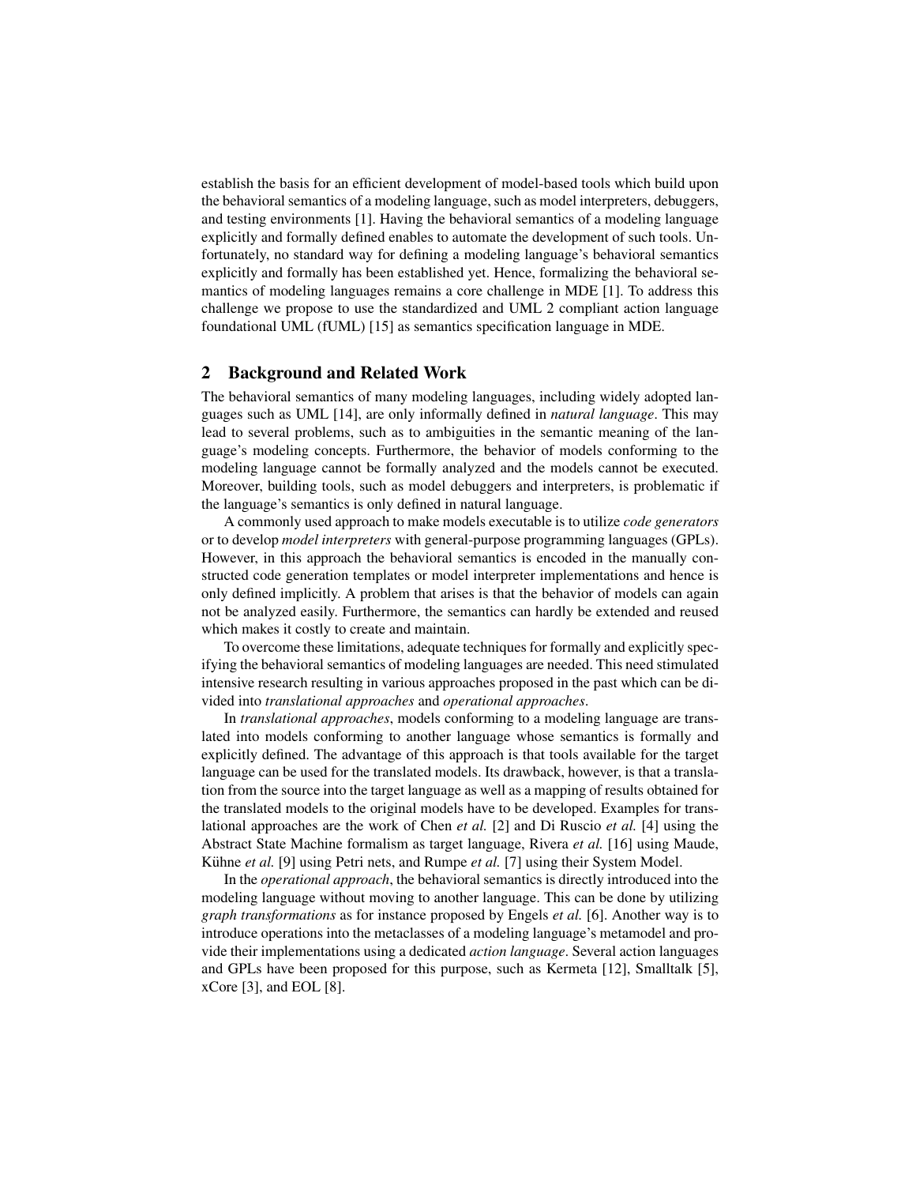establish the basis for an efficient development of model-based tools which build upon the behavioral semantics of a modeling language, such as model interpreters, debuggers, and testing environments [1]. Having the behavioral semantics of a modeling language explicitly and formally defined enables to automate the development of such tools. Unfortunately, no standard way for defining a modeling language's behavioral semantics explicitly and formally has been established yet. Hence, formalizing the behavioral semantics of modeling languages remains a core challenge in MDE [1]. To address this challenge we propose to use the standardized and UML 2 compliant action language foundational UML (fUML) [15] as semantics specification language in MDE.

## 2 Background and Related Work

The behavioral semantics of many modeling languages, including widely adopted languages such as UML [14], are only informally defined in *natural language*. This may lead to several problems, such as to ambiguities in the semantic meaning of the language's modeling concepts. Furthermore, the behavior of models conforming to the modeling language cannot be formally analyzed and the models cannot be executed. Moreover, building tools, such as model debuggers and interpreters, is problematic if the language's semantics is only defined in natural language.

A commonly used approach to make models executable is to utilize *code generators* or to develop *model interpreters* with general-purpose programming languages (GPLs). However, in this approach the behavioral semantics is encoded in the manually constructed code generation templates or model interpreter implementations and hence is only defined implicitly. A problem that arises is that the behavior of models can again not be analyzed easily. Furthermore, the semantics can hardly be extended and reused which makes it costly to create and maintain.

To overcome these limitations, adequate techniques for formally and explicitly specifying the behavioral semantics of modeling languages are needed. This need stimulated intensive research resulting in various approaches proposed in the past which can be divided into *translational approaches* and *operational approaches*.

In *translational approaches*, models conforming to a modeling language are translated into models conforming to another language whose semantics is formally and explicitly defined. The advantage of this approach is that tools available for the target language can be used for the translated models. Its drawback, however, is that a translation from the source into the target language as well as a mapping of results obtained for the translated models to the original models have to be developed. Examples for translational approaches are the work of Chen *et al.* [2] and Di Ruscio *et al.* [4] using the Abstract State Machine formalism as target language, Rivera *et al.* [16] using Maude, Kühne *et al.* [9] using Petri nets, and Rumpe *et al.* [7] using their System Model.

In the *operational approach*, the behavioral semantics is directly introduced into the modeling language without moving to another language. This can be done by utilizing *graph transformations* as for instance proposed by Engels *et al.* [6]. Another way is to introduce operations into the metaclasses of a modeling language's metamodel and provide their implementations using a dedicated *action language*. Several action languages and GPLs have been proposed for this purpose, such as Kermeta [12], Smalltalk [5], xCore [3], and EOL [8].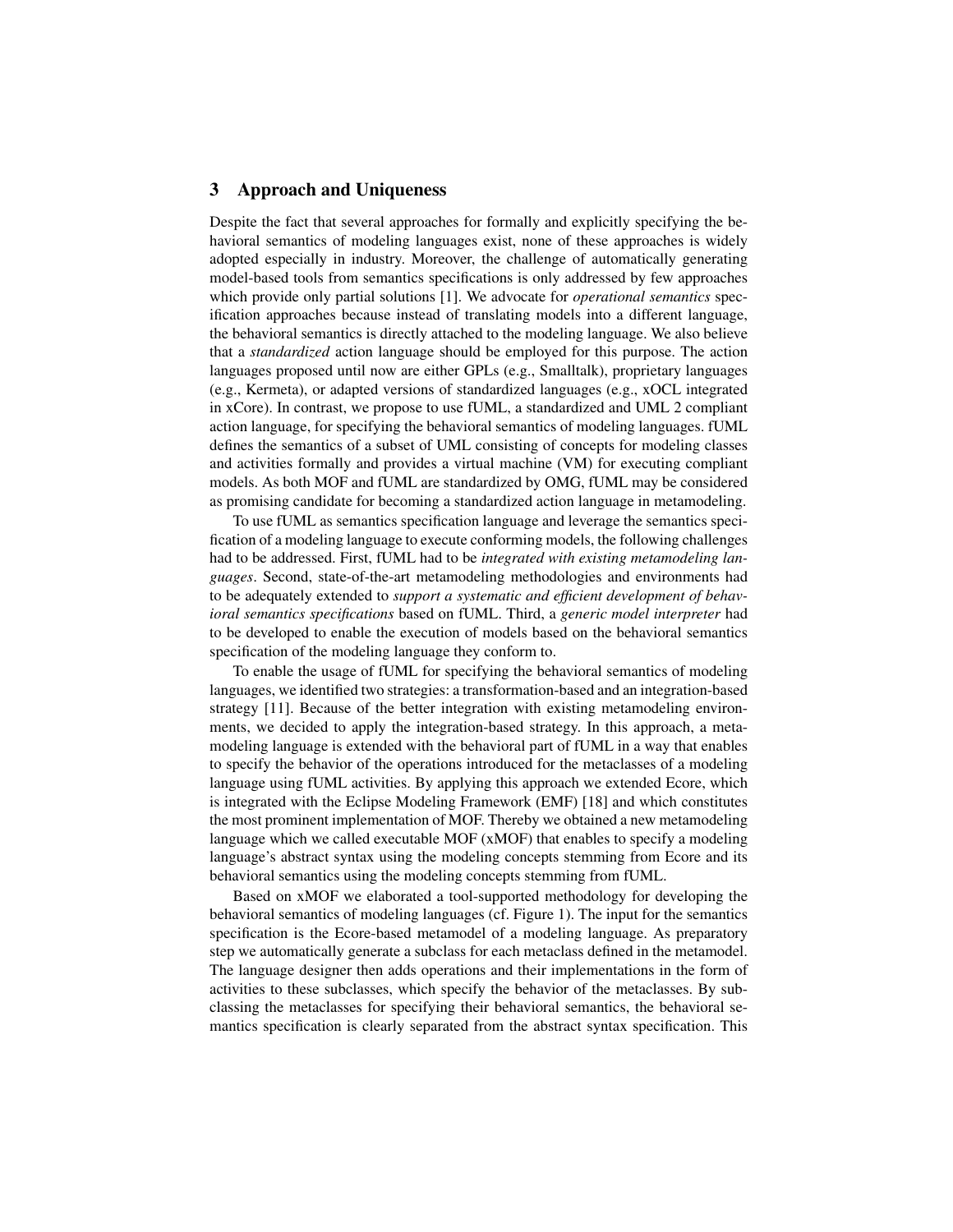## 3 Approach and Uniqueness

Despite the fact that several approaches for formally and explicitly specifying the behavioral semantics of modeling languages exist, none of these approaches is widely adopted especially in industry. Moreover, the challenge of automatically generating model-based tools from semantics specifications is only addressed by few approaches which provide only partial solutions [1]. We advocate for *operational semantics* specification approaches because instead of translating models into a different language, the behavioral semantics is directly attached to the modeling language. We also believe that a *standardized* action language should be employed for this purpose. The action languages proposed until now are either GPLs (e.g., Smalltalk), proprietary languages (e.g., Kermeta), or adapted versions of standardized languages (e.g., xOCL integrated in xCore). In contrast, we propose to use fUML, a standardized and UML 2 compliant action language, for specifying the behavioral semantics of modeling languages. fUML defines the semantics of a subset of UML consisting of concepts for modeling classes and activities formally and provides a virtual machine (VM) for executing compliant models. As both MOF and fUML are standardized by OMG, fUML may be considered as promising candidate for becoming a standardized action language in metamodeling.

To use fUML as semantics specification language and leverage the semantics specification of a modeling language to execute conforming models, the following challenges had to be addressed. First, fUML had to be *integrated with existing metamodeling languages*. Second, state-of-the-art metamodeling methodologies and environments had to be adequately extended to *support a systematic and efficient development of behavioral semantics specifications* based on fUML. Third, a *generic model interpreter* had to be developed to enable the execution of models based on the behavioral semantics specification of the modeling language they conform to.

To enable the usage of fUML for specifying the behavioral semantics of modeling languages, we identified two strategies: a transformation-based and an integration-based strategy [11]. Because of the better integration with existing metamodeling environments, we decided to apply the integration-based strategy. In this approach, a metamodeling language is extended with the behavioral part of fUML in a way that enables to specify the behavior of the operations introduced for the metaclasses of a modeling language using fUML activities. By applying this approach we extended Ecore, which is integrated with the Eclipse Modeling Framework (EMF) [18] and which constitutes the most prominent implementation of MOF. Thereby we obtained a new metamodeling language which we called executable MOF (xMOF) that enables to specify a modeling language's abstract syntax using the modeling concepts stemming from Ecore and its behavioral semantics using the modeling concepts stemming from fUML.

Based on xMOF we elaborated a tool-supported methodology for developing the behavioral semantics of modeling languages (cf. Figure 1). The input for the semantics specification is the Ecore-based metamodel of a modeling language. As preparatory step we automatically generate a subclass for each metaclass defined in the metamodel. The language designer then adds operations and their implementations in the form of activities to these subclasses, which specify the behavior of the metaclasses. By subclassing the metaclasses for specifying their behavioral semantics, the behavioral semantics specification is clearly separated from the abstract syntax specification. This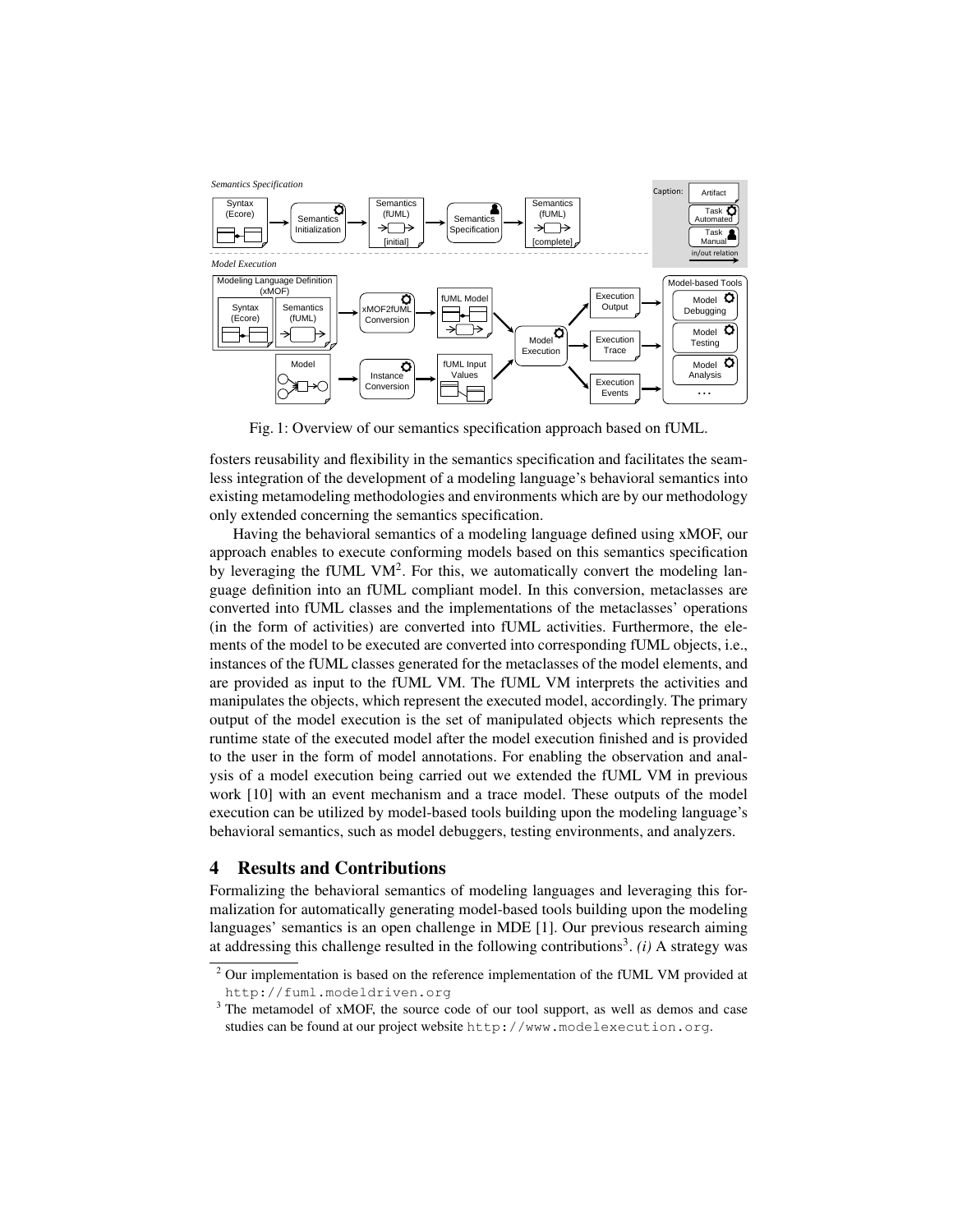Fig. 1: Overview of our semantics specification approach based on fUML.

fosters reusability and flexibility in the semantics specification and facilitates the seamless integration of the development of a modeling language's behavioral semantics into existing metamodeling methodologies and environments which are by our methodology only extended concerning the semantics specification.

Having the behavioral semantics of a modeling language defined using xMOF, our approach enables to execute conforming models based on this semantics specification by leveraging the fUML VM[2]. For this, we automatically convert the modeling language definition into an fUML compliant model. In this conversion, metaclasses are converted into fUML classes and the implementations of the metaclasses' operations (in the form of activities) are converted into fUML activities. Furthermore, the elements of the model to be executed are converted into corresponding fUML objects, i.e., instances of the fUML classes generated for the metaclasses of the model elements, and are provided as input to the fUML VM. The fUML VM interprets the activities and manipulates the objects, which represent the executed model, accordingly. The primary output of the model execution is the set of manipulated objects which represents the runtime state of the executed model after the model execution finished and is provided to the user in the form of model annotations. For enabling the observation and analysis of a model execution being carried out we extended the fUML VM in previous work [10] with an event mechanism and a trace model. These outputs of the model execution can be utilized by model-based tools building upon the modeling language's behavioral semantics, such as model debuggers, testing environments, and analyzers.

## 4 Results and Contributions

Formalizing the behavioral semantics of modeling languages and leveraging this formalization for automatically generating model-based tools building upon the modeling languages' semantics is an open challenge in MDE [1]. Our previous research aiming at addressing this challenge resulted in the following contributions[3]. *(i)* A strategy was

[2] Our implementation is based on the reference implementation of the fUML VM provided at http://fuml.modeldriven.org

[3] The metamodel of xMOF, the source code of our tool support, as well as demos and case studies can be found at our project website http://www.modelexecution.org.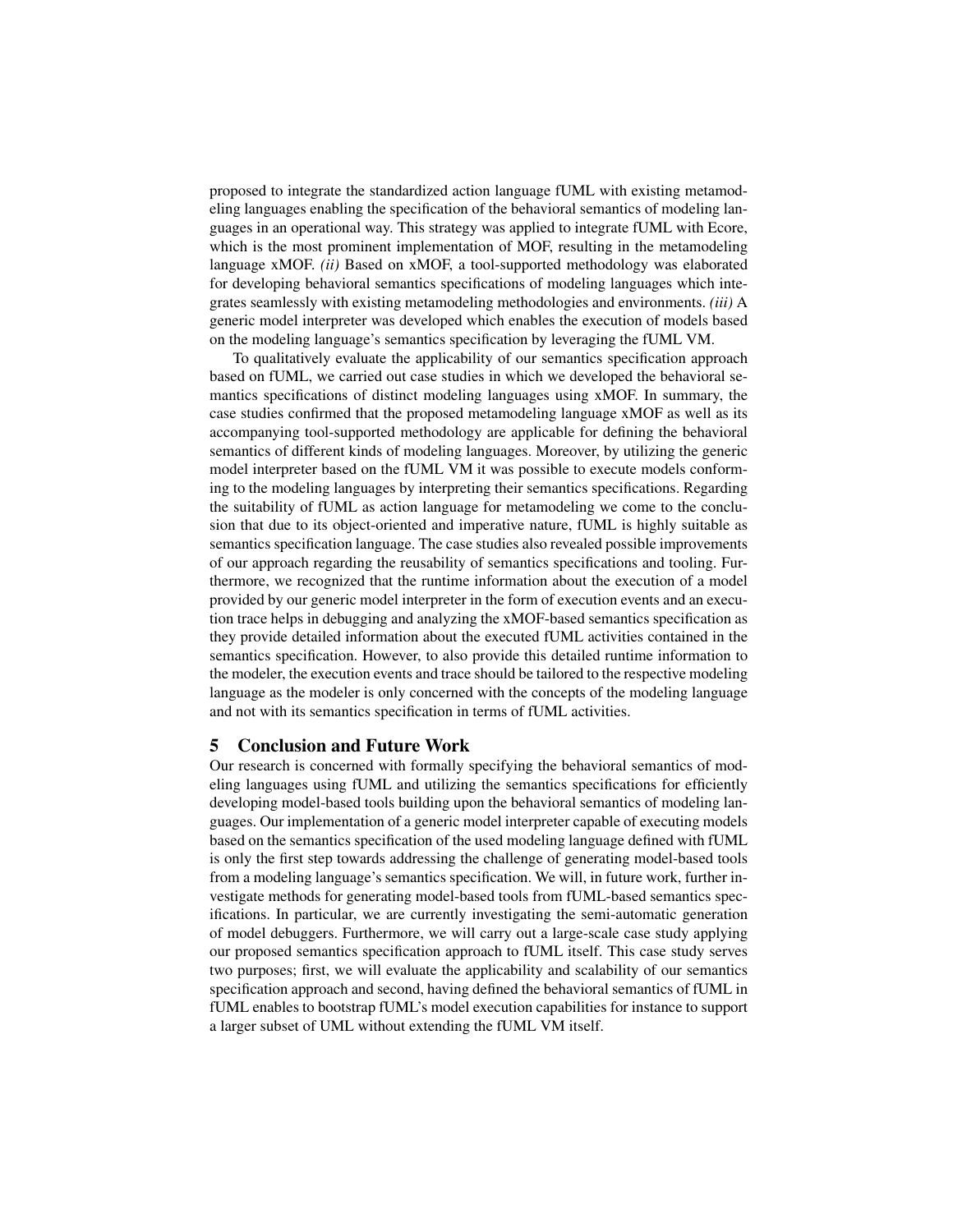proposed to integrate the standardized action language fUML with existing metamodeling languages enabling the specification of the behavioral semantics of modeling languages in an operational way. This strategy was applied to integrate fUML with Ecore, which is the most prominent implementation of MOF, resulting in the metamodeling language xMOF. *(ii)* Based on xMOF, a tool-supported methodology was elaborated for developing behavioral semantics specifications of modeling languages which integrates seamlessly with existing metamodeling methodologies and environments. *(iii)* A generic model interpreter was developed which enables the execution of models based on the modeling language's semantics specification by leveraging the fUML VM.

To qualitatively evaluate the applicability of our semantics specification approach based on fUML, we carried out case studies in which we developed the behavioral semantics specifications of distinct modeling languages using xMOF. In summary, the case studies confirmed that the proposed metamodeling language xMOF as well as its accompanying tool-supported methodology are applicable for defining the behavioral semantics of different kinds of modeling languages. Moreover, by utilizing the generic model interpreter based on the fUML VM it was possible to execute models conforming to the modeling languages by interpreting their semantics specifications. Regarding the suitability of fUML as action language for metamodeling we come to the conclusion that due to its object-oriented and imperative nature, fUML is highly suitable as semantics specification language. The case studies also revealed possible improvements of our approach regarding the reusability of semantics specifications and tooling. Furthermore, we recognized that the runtime information about the execution of a model provided by our generic model interpreter in the form of execution events and an execution trace helps in debugging and analyzing the xMOF-based semantics specification as they provide detailed information about the executed fUML activities contained in the semantics specification. However, to also provide this detailed runtime information to the modeler, the execution events and trace should be tailored to the respective modeling language as the modeler is only concerned with the concepts of the modeling language and not with its semantics specification in terms of fUML activities.

## 5 Conclusion and Future Work

Our research is concerned with formally specifying the behavioral semantics of modeling languages using fUML and utilizing the semantics specifications for efficiently developing model-based tools building upon the behavioral semantics of modeling languages. Our implementation of a generic model interpreter capable of executing models based on the semantics specification of the used modeling language defined with fUML is only the first step towards addressing the challenge of generating model-based tools from a modeling language's semantics specification. We will, in future work, further investigate methods for generating model-based tools from fUML-based semantics specifications. In particular, we are currently investigating the semi-automatic generation of model debuggers. Furthermore, we will carry out a large-scale case study applying our proposed semantics specification approach to fUML itself. This case study serves two purposes; first, we will evaluate the applicability and scalability of our semantics specification approach and second, having defined the behavioral semantics of fUML in fUML enables to bootstrap fUML's model execution capabilities for instance to support a larger subset of UML without extending the fUML VM itself.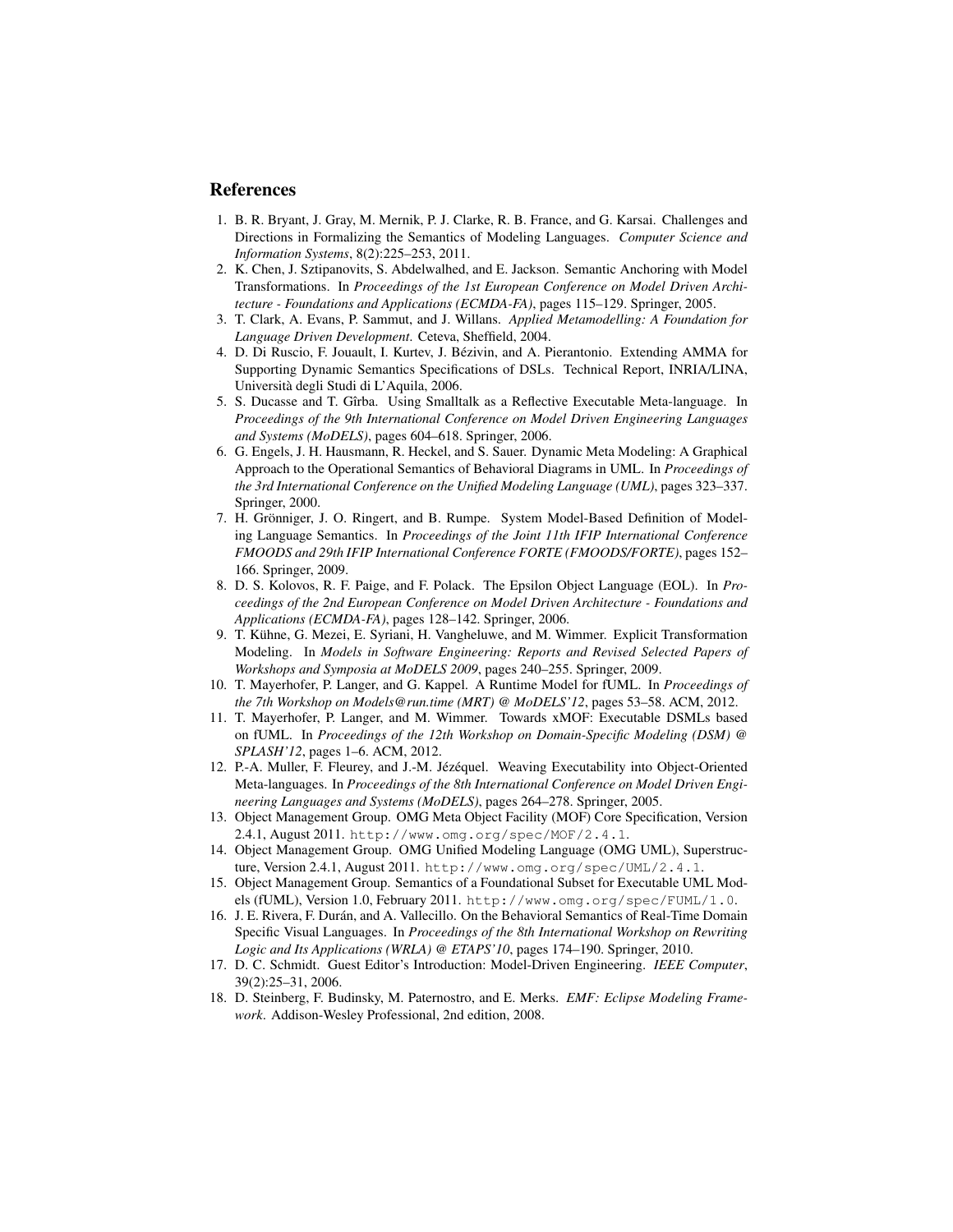## References

1. B. R. Bryant, J. Gray, M. Mernik, P. J. Clarke, R. B. France, and G. Karsai. Challenges and Directions in Formalizing the Semantics of Modeling Languages. *Computer Science and Information Systems*, 8(2):225–253, 2011.
2. K. Chen, J. Sztipanovits, S. Abdelwalhed, and E. Jackson. Semantic Anchoring with Model Transformations. In *Proceedings of the 1st European Conference on Model Driven Architecture - Foundations and Applications (ECMDA-FA)*, pages 115–129. Springer, 2005.
3. T. Clark, A. Evans, P. Sammut, and J. Willans. *Applied Metamodelling: A Foundation for Language Driven Development*. Ceteva, Sheffield, 2004.
4. D. Di Ruscio, F. Jouault, I. Kurtev, J. Bézivin, and A. Pierantonio. Extending AMMA for Supporting Dynamic Semantics Specifications of DSLs. Technical Report, INRIA/LINA, Università degli Studi di L'Aquila, 2006.
5. S. Ducasse and T. Gîrba. Using Smalltalk as a Reflective Executable Meta-language. In *Proceedings of the 9th International Conference on Model Driven Engineering Languages and Systems (MoDELS)*, pages 604–618. Springer, 2006.
6. G. Engels, J. H. Hausmann, R. Heckel, and S. Sauer. Dynamic Meta Modeling: A Graphical Approach to the Operational Semantics of Behavioral Diagrams in UML. In *Proceedings of the 3rd International Conference on the Unified Modeling Language (UML)*, pages 323–337. Springer, 2000.
7. H. Grönniger, J. O. Ringert, and B. Rumpe. System Model-Based Definition of Modeling Language Semantics. In *Proceedings of the Joint 11th IFIP International Conference FMOODS and 29th IFIP International Conference FORTE (FMOODS/FORTE)*, pages 152–166. Springer, 2009.
8. D. S. Kolovos, R. F. Paige, and F. Polack. The Epsilon Object Language (EOL). In *Proceedings of the 2nd European Conference on Model Driven Architecture - Foundations and Applications (ECMDA-FA)*, pages 128–142. Springer, 2006.
9. T. Kühne, G. Mezei, E. Syriani, H. Vangheluwe, and M. Wimmer. Explicit Transformation Modeling. In *Models in Software Engineering: Reports and Revised Selected Papers of Workshops and Symposia at MoDELS 2009*, pages 240–255. Springer, 2009.
10. T. Mayerhofer, P. Langer, and G. Kappel. A Runtime Model for fUML. In *Proceedings of the 7th Workshop on Models@run.time (MRT) @ MoDELS'12*, pages 53–58. ACM, 2012.
11. T. Mayerhofer, P. Langer, and M. Wimmer. Towards xMOF: Executable DSMLs based on fUML. In *Proceedings of the 12th Workshop on Domain-Specific Modeling (DSM) @ SPLASH'12*, pages 1–6. ACM, 2012.
12. P.-A. Muller, F. Fleurey, and J.-M. Jézéquel. Weaving Executability into Object-Oriented Meta-languages. In *Proceedings of the 8th International Conference on Model Driven Engineering Languages and Systems (MoDELS)*, pages 264–278. Springer, 2005.
13. Object Management Group. OMG Meta Object Facility (MOF) Core Specification, Version 2.4.1, August 2011. http://www.omg.org/spec/MOF/2.4.1.
14. Object Management Group. OMG Unified Modeling Language (OMG UML), Superstructure, Version 2.4.1, August 2011. http://www.omg.org/spec/UML/2.4.1.
15. Object Management Group. Semantics of a Foundational Subset for Executable UML Models (fUML), Version 1.0, February 2011. http://www.omg.org/spec/FUML/1.0.
16. J. E. Rivera, F. Durán, and A. Vallecillo. On the Behavioral Semantics of Real-Time Domain Specific Visual Languages. In *Proceedings of the 8th International Workshop on Rewriting Logic and Its Applications (WRLA) @ ETAPS'10*, pages 174–190. Springer, 2010.
17. D. C. Schmidt. Guest Editor's Introduction: Model-Driven Engineering. *IEEE Computer*, 39(2):25–31, 2006.
18. D. Steinberg, F. Budinsky, M. Paternostro, and E. Merks. *EMF: Eclipse Modeling Framework*. Addison-Wesley Professional, 2nd edition, 2008.